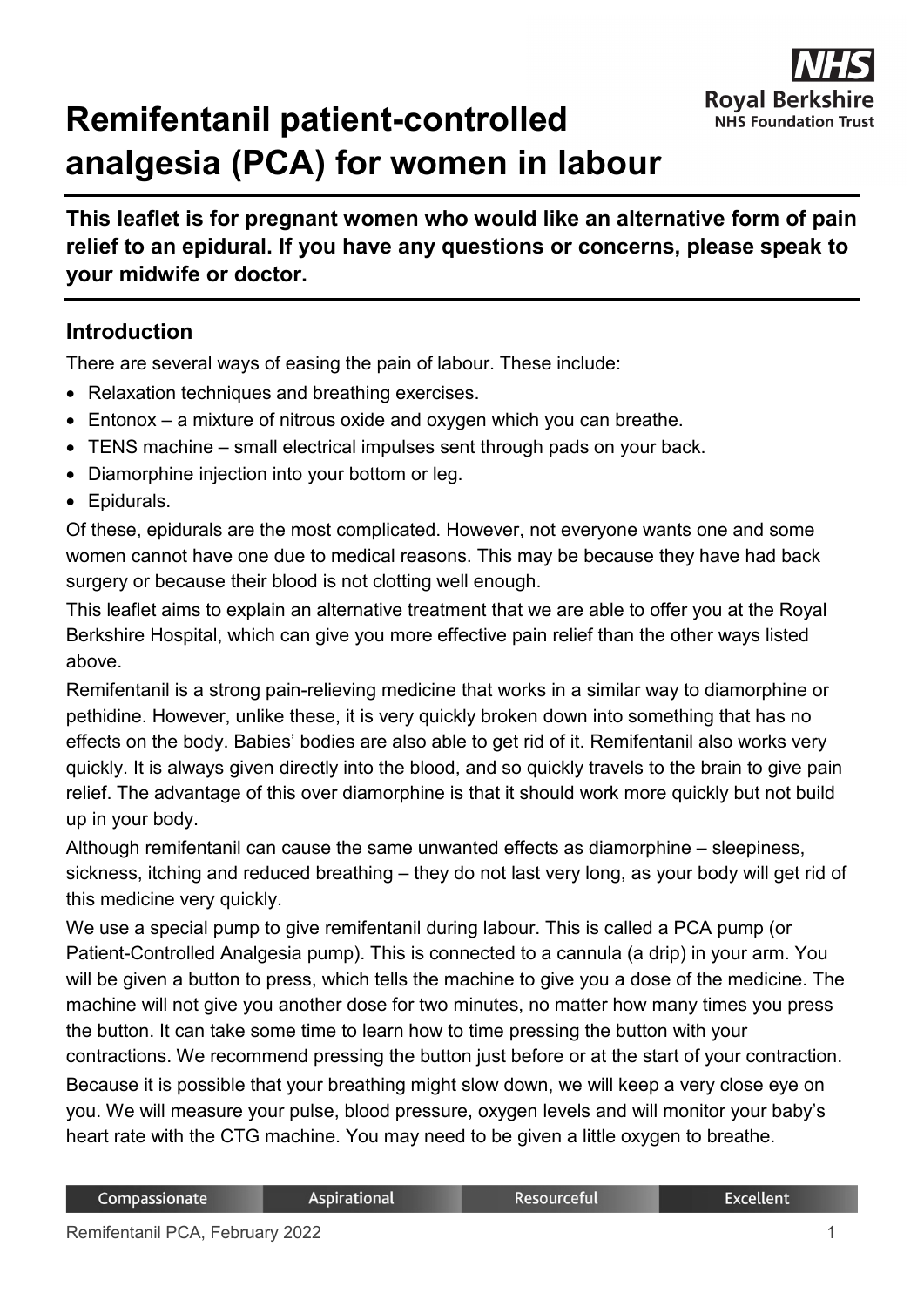# Remifentanil patient-controlled analgesia (PCA) for women in labour

**This leaflet is for pregnant women who would like an alternative form of pain relief to an epidural. If you have any questions or concerns, please speak to your midwife or doctor.**

## Introduction

There are several ways of easing the pain of labour. These include:

- Relaxation techniques and breathing exercises.
- Entonox – a mixture of nitrous oxide and oxygen which you can breathe.
- TENS machine – small electrical impulses sent through pads on your back.
- Diamorphine injection into your bottom or leg.
- Epidurals.

Of these, epidurals are the most complicated. However, not everyone wants one and some women cannot have one due to medical reasons. This may be because they have had back surgery or because their blood is not clotting well enough.

This leaflet aims to explain an alternative treatment that we are able to offer you at the Royal Berkshire Hospital, which can give you more effective pain relief than the other ways listed above.

Remifentanil is a strong pain-relieving medicine that works in a similar way to diamorphine or pethidine. However, unlike these, it is very quickly broken down into something that has no effects on the body. Babies' bodies are also able to get rid of it. Remifentanil also works very quickly. It is always given directly into the blood, and so quickly travels to the brain to give pain relief. The advantage of this over diamorphine is that it should work more quickly but not build up in your body.

Although remifentanil can cause the same unwanted effects as diamorphine – sleepiness, sickness, itching and reduced breathing – they do not last very long, as your body will get rid of this medicine very quickly.

We use a special pump to give remifentanil during labour. This is called a PCA pump (or Patient-Controlled Analgesia pump). This is connected to a cannula (a drip) in your arm. You will be given a button to press, which tells the machine to give you a dose of the medicine. The machine will not give you another dose for two minutes, no matter how many times you press the button. It can take some time to learn how to time pressing the button with your contractions. We recommend pressing the button just before or at the start of your contraction.

Because it is possible that your breathing might slow down, we will keep a very close eye on you. We will measure your pulse, blood pressure, oxygen levels and will monitor your baby's heart rate with the CTG machine. You may need to be given a little oxygen to breathe.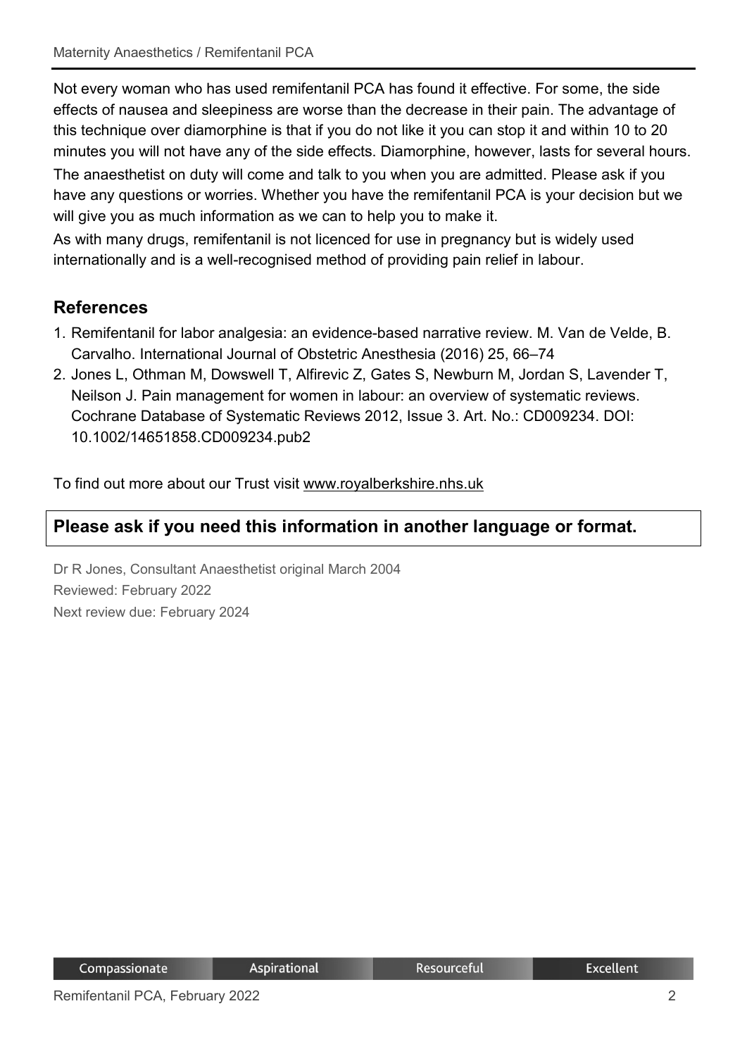Not every woman who has used remifentanil PCA has found it effective. For some, the side effects of nausea and sleepiness are worse than the decrease in their pain. The advantage of this technique over diamorphine is that if you do not like it you can stop it and within 10 to 20 minutes you will not have any of the side effects. Diamorphine, however, lasts for several hours.

The anaesthetist on duty will come and talk to you when you are admitted. Please ask if you have any questions or worries. Whether you have the remifentanil PCA is your decision but we will give you as much information as we can to help you to make it.

As with many drugs, remifentanil is not licenced for use in pregnancy but is widely used internationally and is a well-recognised method of providing pain relief in labour.

## References

1. Remifentanil for labor analgesia: an evidence-based narrative review. M. Van de Velde, B. Carvalho. International Journal of Obstetric Anesthesia (2016) 25, 66–74
2. Jones L, Othman M, Dowswell T, Alfirevic Z, Gates S, Newburn M, Jordan S, Lavender T, Neilson J. Pain management for women in labour: an overview of systematic reviews. Cochrane Database of Systematic Reviews 2012, Issue 3. Art. No.: CD009234. DOI: 10.1002/14651858.CD009234.pub2

To find out more about our Trust visit www.royalberkshire.nhs.uk

**Please ask if you need this information in another language or format.**

Dr R Jones, Consultant Anaesthetist original March 2004
Reviewed: February 2022
Next review due: February 2024

Compassionate | Aspirational | Resourceful | Excellent